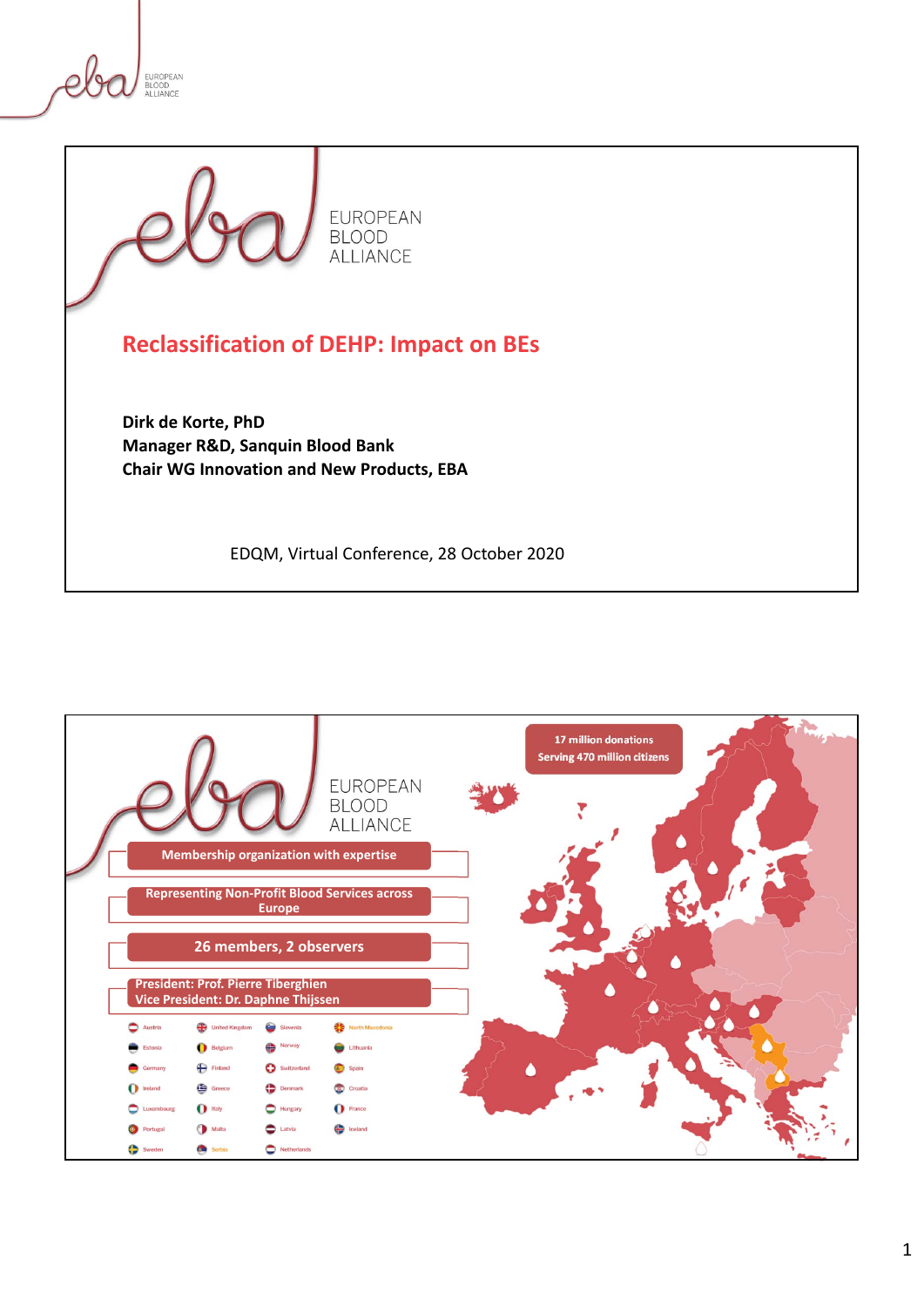EUROPEAN BLOOD ALLIANCE

# Reclassification of DEHP: Impact on BEs

**Dirk de Korte, PhD**
**Manager R&D, Sanquin Blood Bank**
**Chair WG Innovation and New Products, EBA**

EDQM, Virtual Conference, 28 October 2020

---

EUROPEAN BLOOD ALLIANCE

**17 million donations**
**Serving 470 million citizens**

- **Membership organization with expertise**
- **Representing Non-Profit Blood Services across Europe**
- **26 members, 2 observers**
- **President: Prof. Pierre Tiberghien**
  **Vice President: Dr. Daphne Thijssen**

| | | | |
|---|---|---|---|
| Austria | United Kingdom | Slovenia | North Macedonia |
| Estonia | Belgium | Norway | Lithuania |
| Germany | Finland | Switzerland | Spain |
| Ireland | Greece | Denmark | Croatia |
| Luxembourg | Italy | Hungary | France |
| Portugal | Malta | Latvia | Iceland |
| Sweden | Serbia | Netherlands | |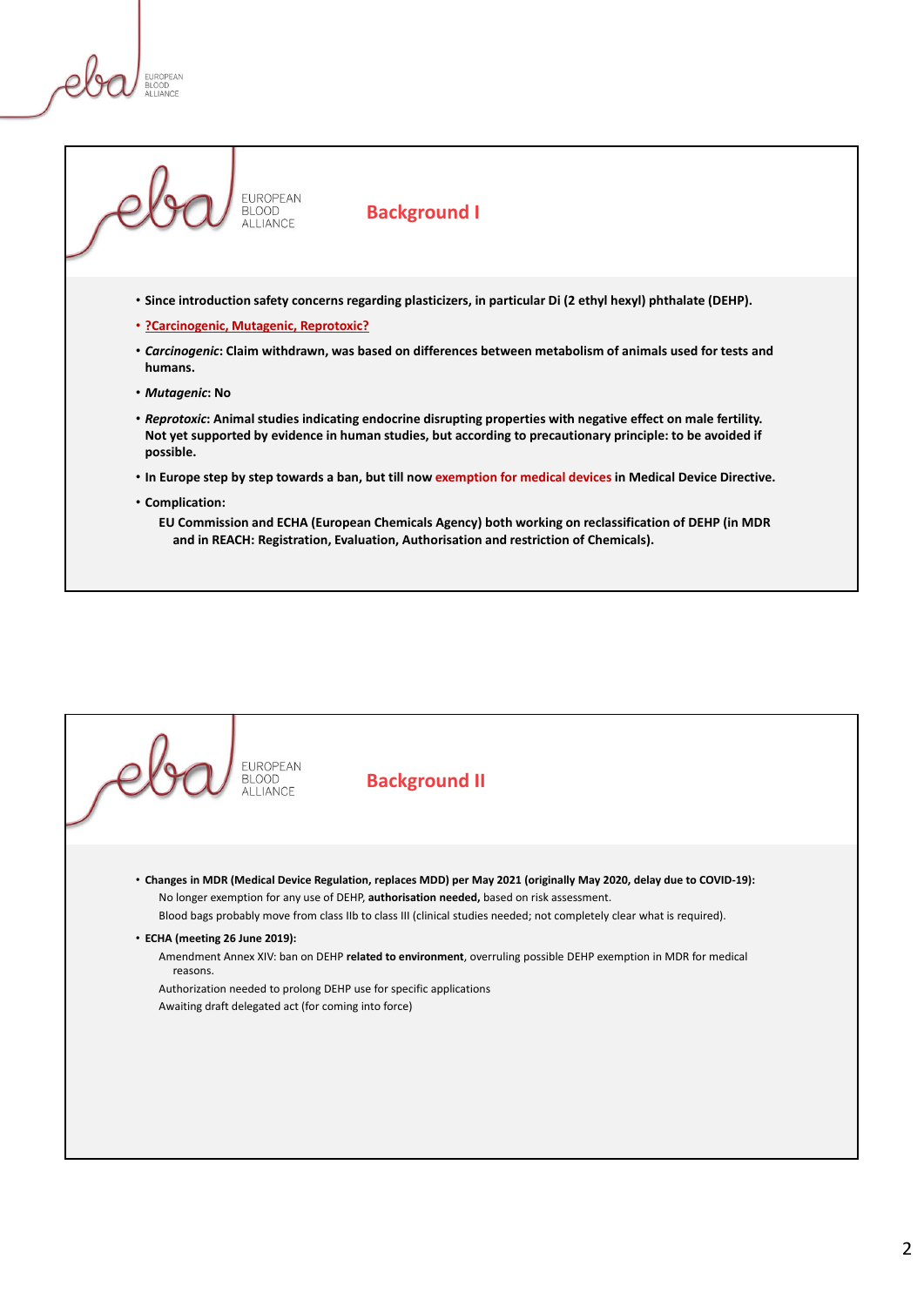## Background I

- Since introduction safety concerns regarding plasticizers, in particular Di (2 ethyl hexyl) phthalate (DEHP).
- ?Carcinogenic, Mutagenic, Reprotoxic?
- *Carcinogenic*: Claim withdrawn, was based on differences between metabolism of animals used for tests and humans.
- *Mutagenic*: No
- *Reprotoxic*: Animal studies indicating endocrine disrupting properties with negative effect on male fertility. Not yet supported by evidence in human studies, but according to precautionary principle: to be avoided if possible.
- In Europe step by step towards a ban, but till now exemption for medical devices in Medical Device Directive.
- Complication:

  EU Commission and ECHA (European Chemicals Agency) both working on reclassification of DEHP (in MDR and in REACH: Registration, Evaluation, Authorisation and restriction of Chemicals).

## Background II

- **Changes in MDR (Medical Device Regulation, replaces MDD) per May 2021 (originally May 2020, delay due to COVID-19):**

  No longer exemption for any use of DEHP, **authorisation needed,** based on risk assessment.

  Blood bags probably move from class IIb to class III (clinical studies needed; not completely clear what is required).
- **ECHA (meeting 26 June 2019):**

  Amendment Annex XIV: ban on DEHP **related to environment**, overruling possible DEHP exemption in MDR for medical reasons.

  Authorization needed to prolong DEHP use for specific applications

  Awaiting draft delegated act (for coming into force)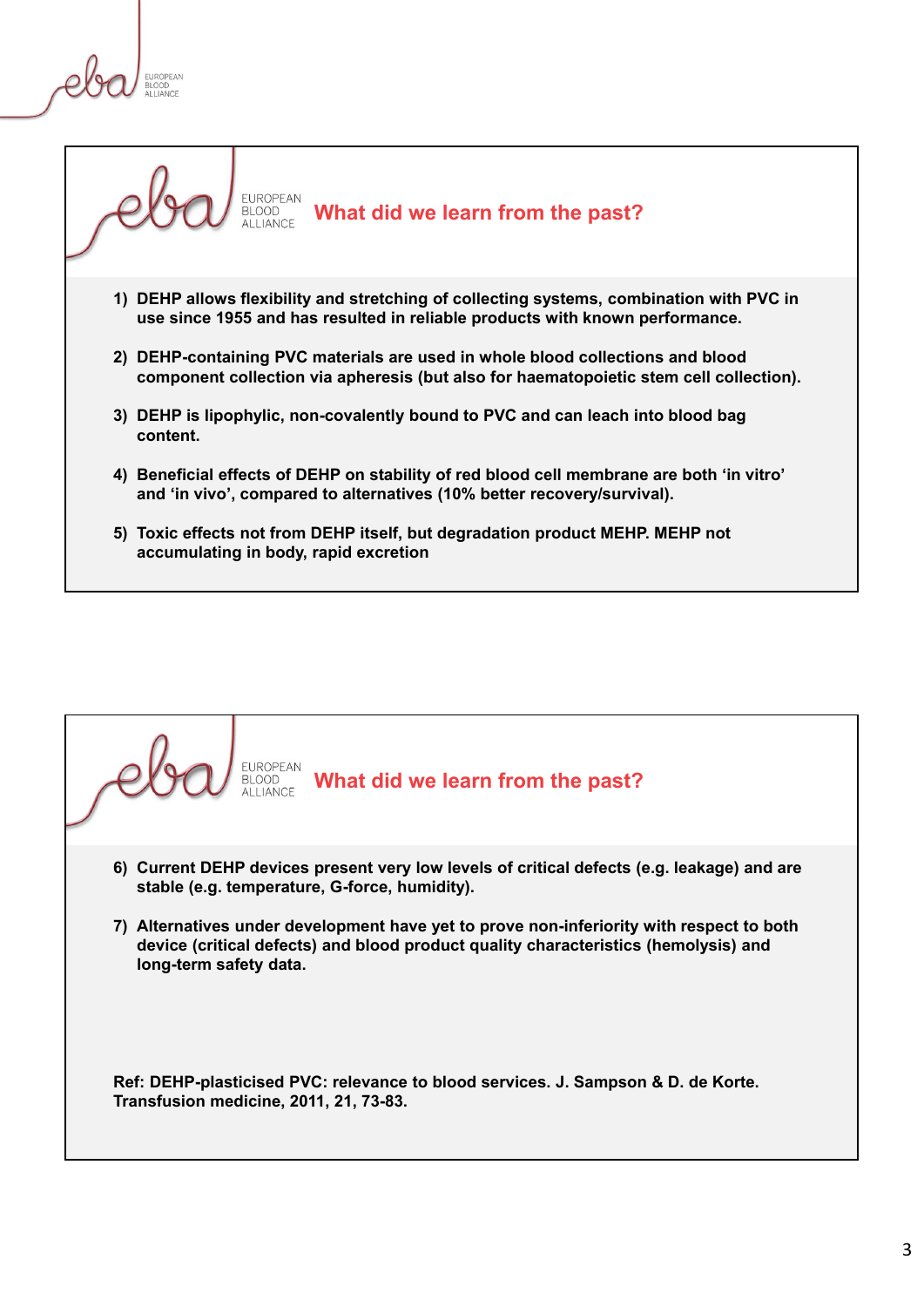## What did we learn from the past?

1) **DEHP allows flexibility and stretching of collecting systems, combination with PVC in use since 1955 and has resulted in reliable products with known performance.**

2) **DEHP-containing PVC materials are used in whole blood collections and blood component collection via apheresis (but also for haematopoietic stem cell collection).**

3) **DEHP is lipophylic, non-covalently bound to PVC and can leach into blood bag content.**

4) **Beneficial effects of DEHP on stability of red blood cell membrane are both 'in vitro' and 'in vivo', compared to alternatives (10% better recovery/survival).**

5) **Toxic effects not from DEHP itself, but degradation product MEHP. MEHP not accumulating in body, rapid excretion**

## What did we learn from the past?

6) **Current DEHP devices present very low levels of critical defects (e.g. leakage) and are stable (e.g. temperature, G-force, humidity).**

7) **Alternatives under development have yet to prove non-inferiority with respect to both device (critical defects) and blood product quality characteristics (hemolysis) and long-term safety data.**

**Ref: DEHP-plasticised PVC: relevance to blood services. J. Sampson & D. de Korte. Transfusion medicine, 2011, 21, 73-83.**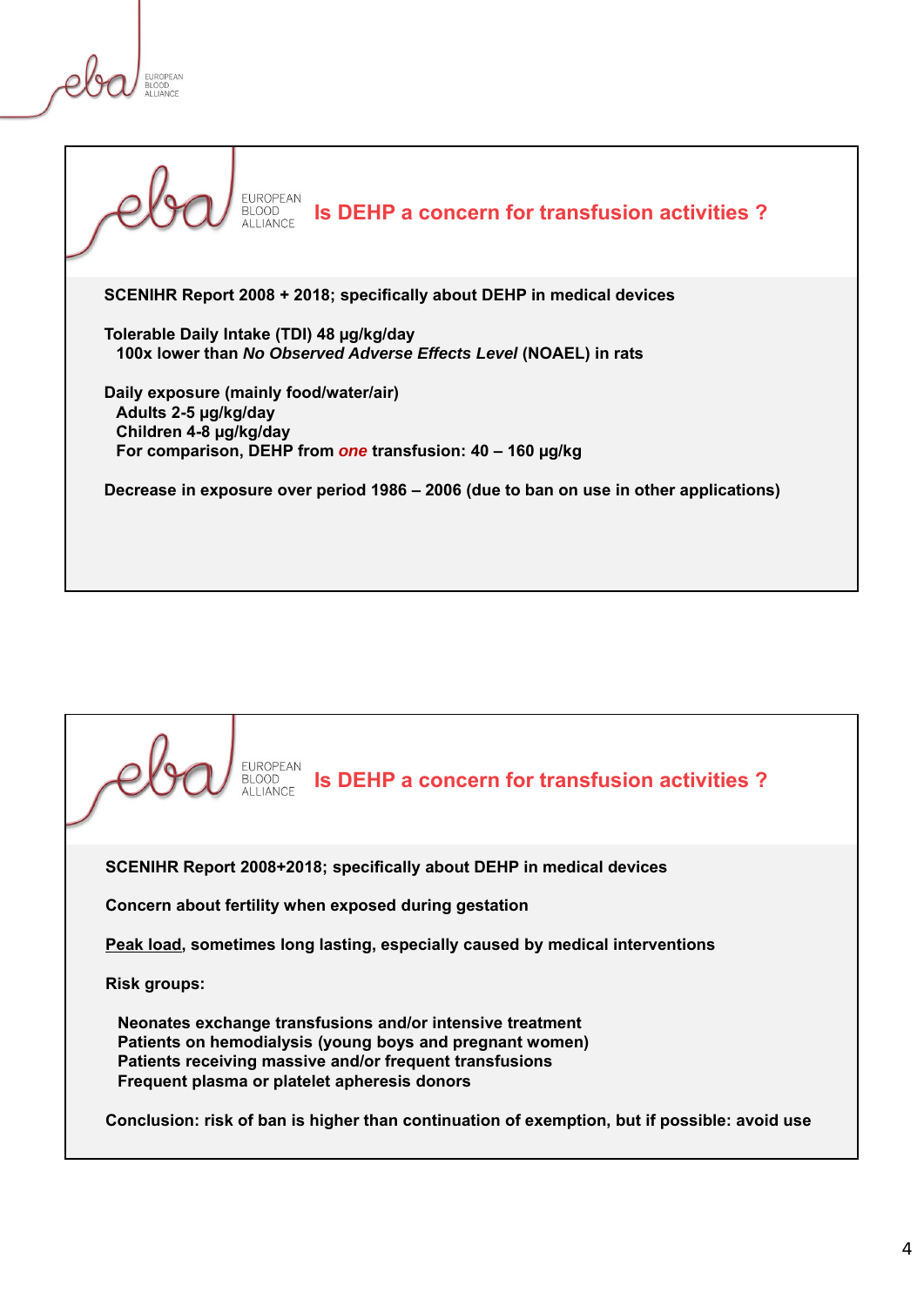## Is DEHP a concern for transfusion activities ?

**SCENIHR Report 2008 + 2018; specifically about DEHP in medical devices**

**Tolerable Daily Intake (TDI) 48 µg/kg/day**
**100x lower than *No Observed Adverse Effects Level* (NOAEL) in rats**

**Daily exposure (mainly food/water/air)**
**Adults 2-5 µg/kg/day**
**Children 4-8 µg/kg/day**
**For comparison, DEHP from *one* transfusion: 40 – 160 µg/kg**

**Decrease in exposure over period 1986 – 2006 (due to ban on use in other applications)**

## Is DEHP a concern for transfusion activities ?

**SCENIHR Report 2008+2018; specifically about DEHP in medical devices**

**Concern about fertility when exposed during gestation**

**Peak load, sometimes long lasting, especially caused by medical interventions**

**Risk groups:**

- **Neonates exchange transfusions and/or intensive treatment**
- **Patients on hemodialysis (young boys and pregnant women)**
- **Patients receiving massive and/or frequent transfusions**
- **Frequent plasma or platelet apheresis donors**

**Conclusion: risk of ban is higher than continuation of exemption, but if possible: avoid use**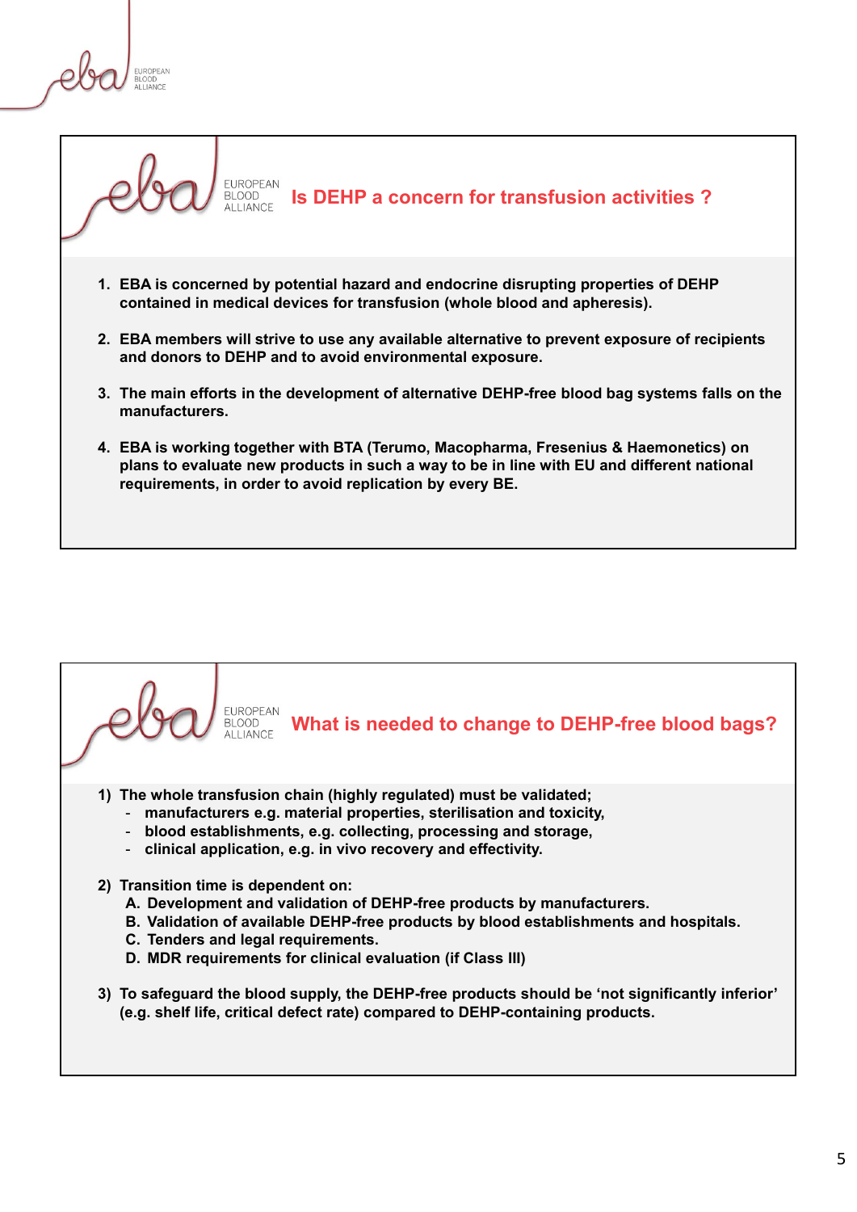## Is DEHP a concern for transfusion activities ?

1. **EBA is concerned by potential hazard and endocrine disrupting properties of DEHP contained in medical devices for transfusion (whole blood and apheresis).**
2. **EBA members will strive to use any available alternative to prevent exposure of recipients and donors to DEHP and to avoid environmental exposure.**
3. **The main efforts in the development of alternative DEHP-free blood bag systems falls on the manufacturers.**
4. **EBA is working together with BTA (Terumo, Macopharma, Fresenius & Haemonetics) on plans to evaluate new products in such a way to be in line with EU and different national requirements, in order to avoid replication by every BE.**

## What is needed to change to DEHP-free blood bags?

1) **The whole transfusion chain (highly regulated) must be validated;**
   - **manufacturers e.g. material properties, sterilisation and toxicity,**
   - **blood establishments, e.g. collecting, processing and storage,**
   - **clinical application, e.g. in vivo recovery and effectivity.**

2) **Transition time is dependent on:**
   A. **Development and validation of DEHP-free products by manufacturers.**
   B. **Validation of available DEHP-free products by blood establishments and hospitals.**
   C. **Tenders and legal requirements.**
   D. **MDR requirements for clinical evaluation (if Class III)**

3) **To safeguard the blood supply, the DEHP-free products should be 'not significantly inferior' (e.g. shelf life, critical defect rate) compared to DEHP-containing products.**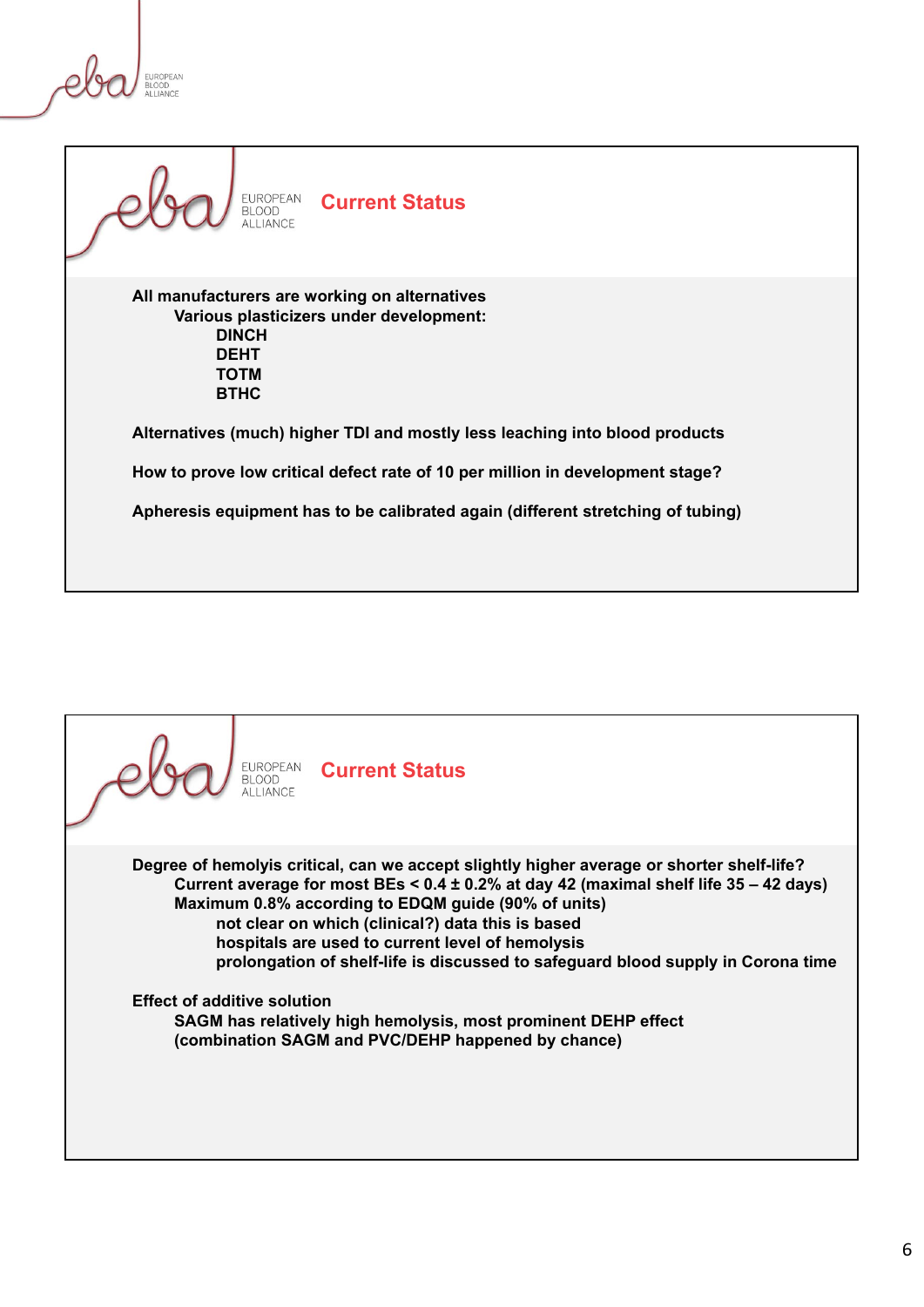## Current Status

**All manufacturers are working on alternatives**

- **Various plasticizers under development:**
  - **DINCH**
  - **DEHT**
  - **TOTM**
  - **BTHC**

**Alternatives (much) higher TDI and mostly less leaching into blood products**

**How to prove low critical defect rate of 10 per million in development stage?**

**Apheresis equipment has to be calibrated again (different stretching of tubing)**

## Current Status

**Degree of hemolyis critical, can we accept slightly higher average or shorter shelf-life?**

- **Current average for most BEs < 0.4 ± 0.2% at day 42 (maximal shelf life 35 – 42 days)**
- **Maximum 0.8% according to EDQM guide (90% of units)**
  - **not clear on which (clinical?) data this is based**
  - **hospitals are used to current level of hemolysis**
  - **prolongation of shelf-life is discussed to safeguard blood supply in Corona time**

**Effect of additive solution**

- **SAGM has relatively high hemolysis, most prominent DEHP effect**
- **(combination SAGM and PVC/DEHP happened by chance)**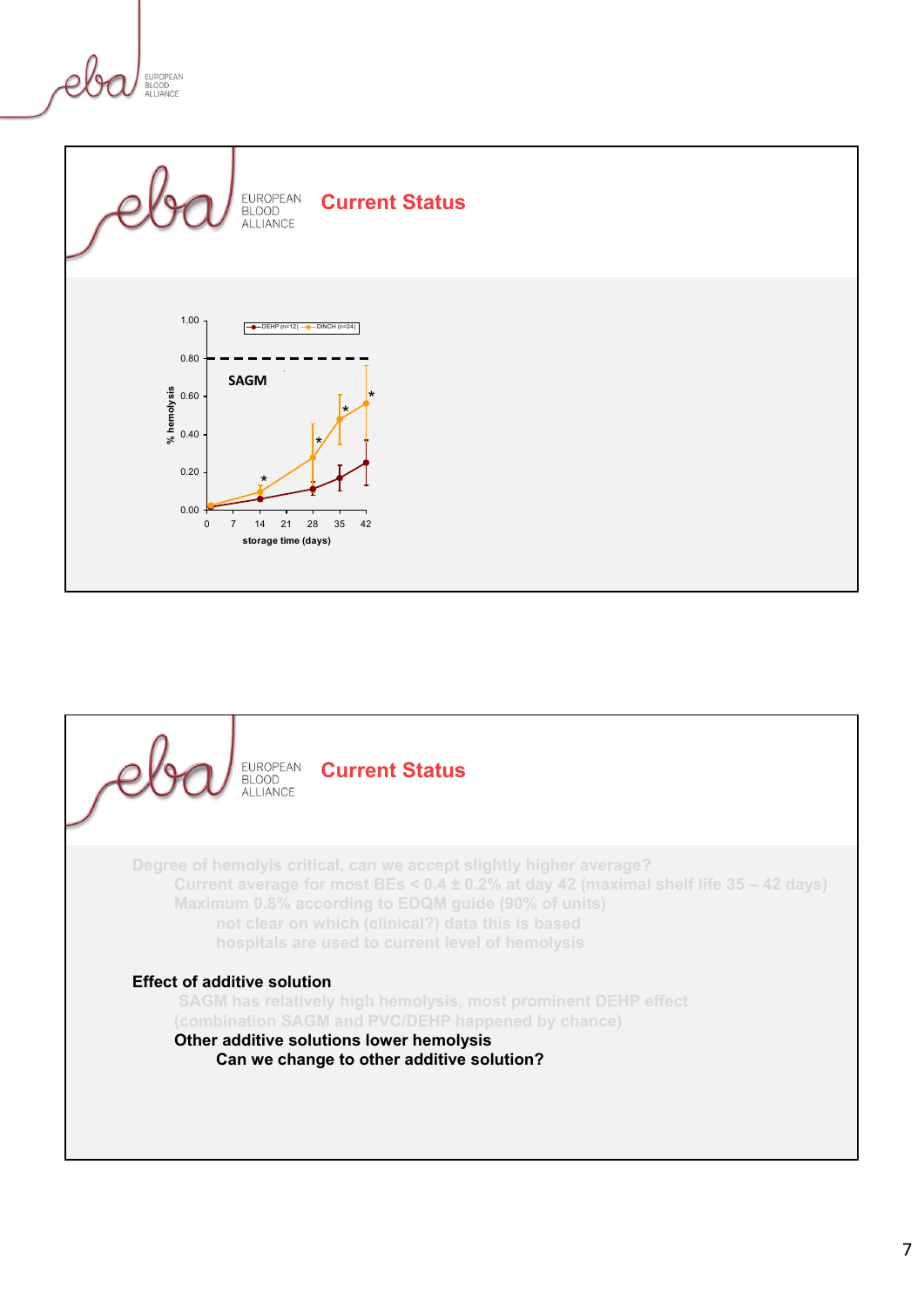## Current Status

SAGM

% hemolysis

storage time (days)

DEHP (n=12) — DINCH (n=24)

## Current Status

Degree of hemolyis critical, can we accept slightly higher average?

- Current average for most BEs < 0.4 ± 0.2% at day 42 (maximal shelf life 35 – 42 days)
- Maximum 0.8% according to EDQM guide (90% of units)
  - not clear on which (clinical?) data this is based
  - hospitals are used to current level of hemolysis

**Effect of additive solution**

- SAGM has relatively high hemolysis, most prominent DEHP effect (combination SAGM and PVC/DEHP happened by chance)
- **Other additive solutions lower hemolysis**
  - **Can we change to other additive solution?**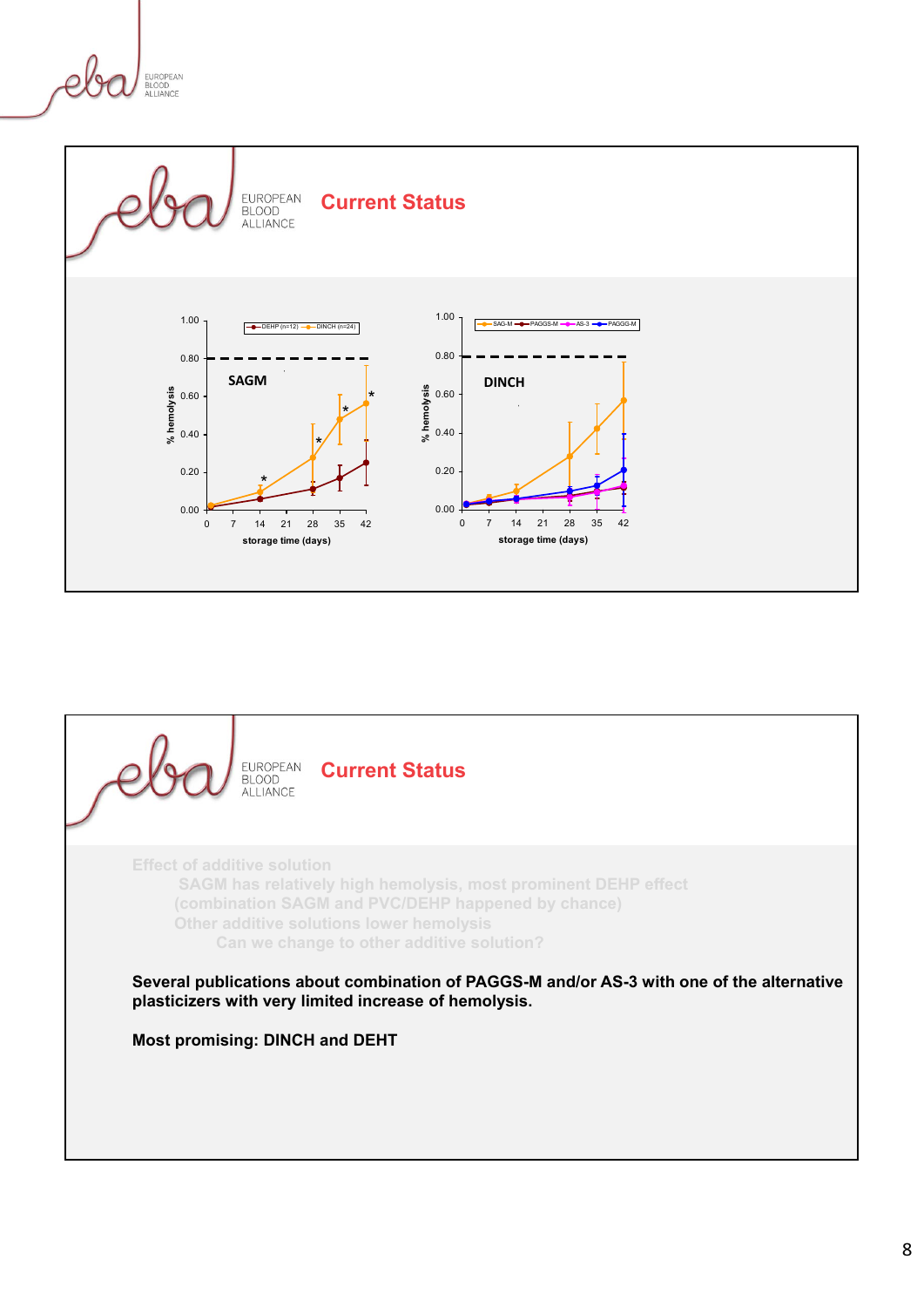## Current Status

SAGM

DINCH

% hemolysis

storage time (days)

## Current Status

Effect of additive solution

SAGM has relatively high hemolysis, most prominent DEHP effect (combination SAGM and PVC/DEHP happened by chance)

Other additive solutions lower hemolysis

Can we change to other additive solution?

**Several publications about combination of PAGGS-M and/or AS-3 with one of the alternative plasticizers with very limited increase of hemolysis.**

**Most promising: DINCH and DEHT**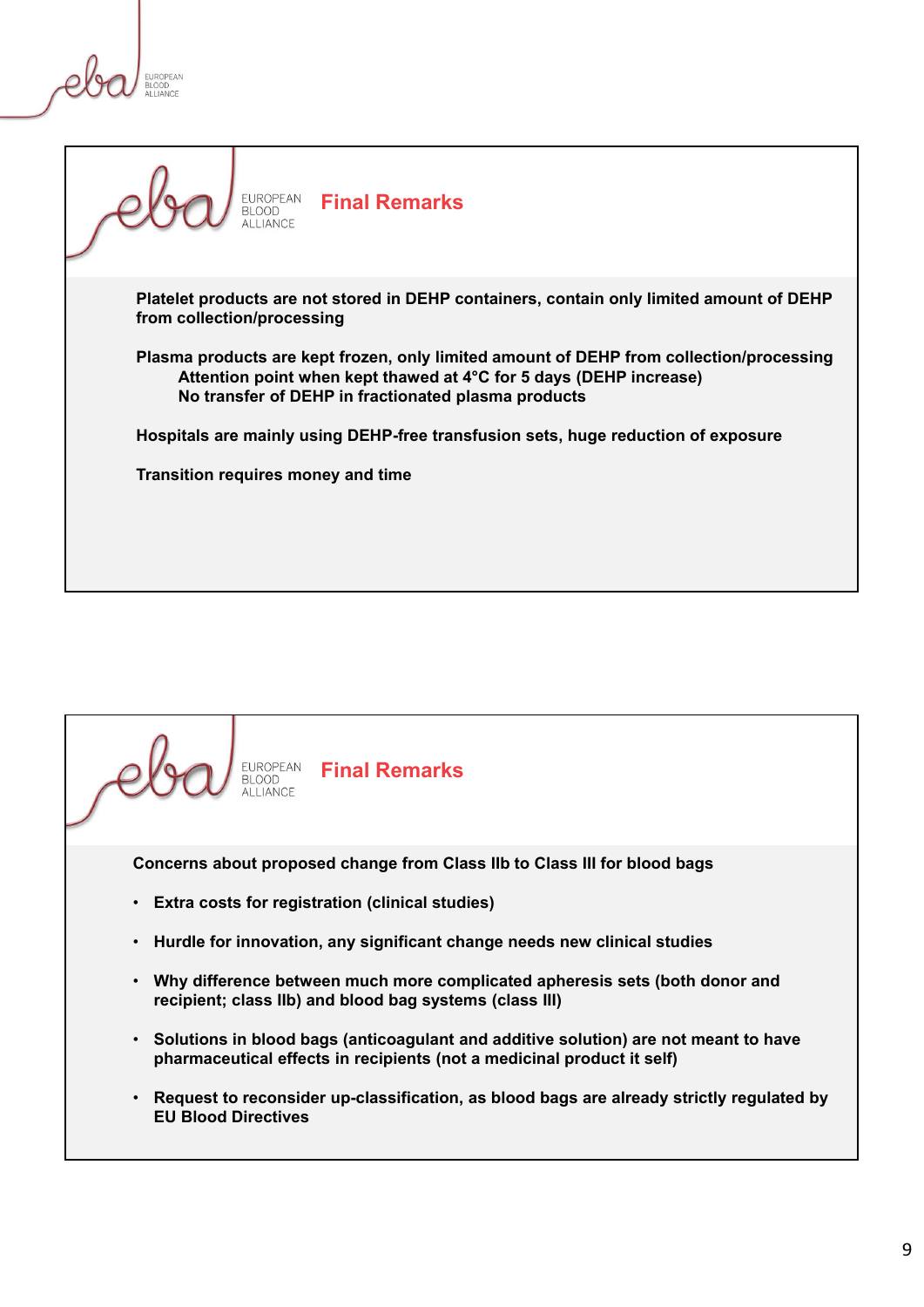## Final Remarks

Platelet products are not stored in DEHP containers, contain only limited amount of DEHP from collection/processing

Plasma products are kept frozen, only limited amount of DEHP from collection/processing
- Attention point when kept thawed at 4°C for 5 days (DEHP increase)
- No transfer of DEHP in fractionated plasma products

Hospitals are mainly using DEHP-free transfusion sets, huge reduction of exposure

Transition requires money and time

## Final Remarks

Concerns about proposed change from Class IIb to Class III for blood bags

- Extra costs for registration (clinical studies)
- Hurdle for innovation, any significant change needs new clinical studies
- Why difference between much more complicated apheresis sets (both donor and recipient; class IIb) and blood bag systems (class III)
- Solutions in blood bags (anticoagulant and additive solution) are not meant to have pharmaceutical effects in recipients (not a medicinal product it self)
- Request to reconsider up-classification, as blood bags are already strictly regulated by EU Blood Directives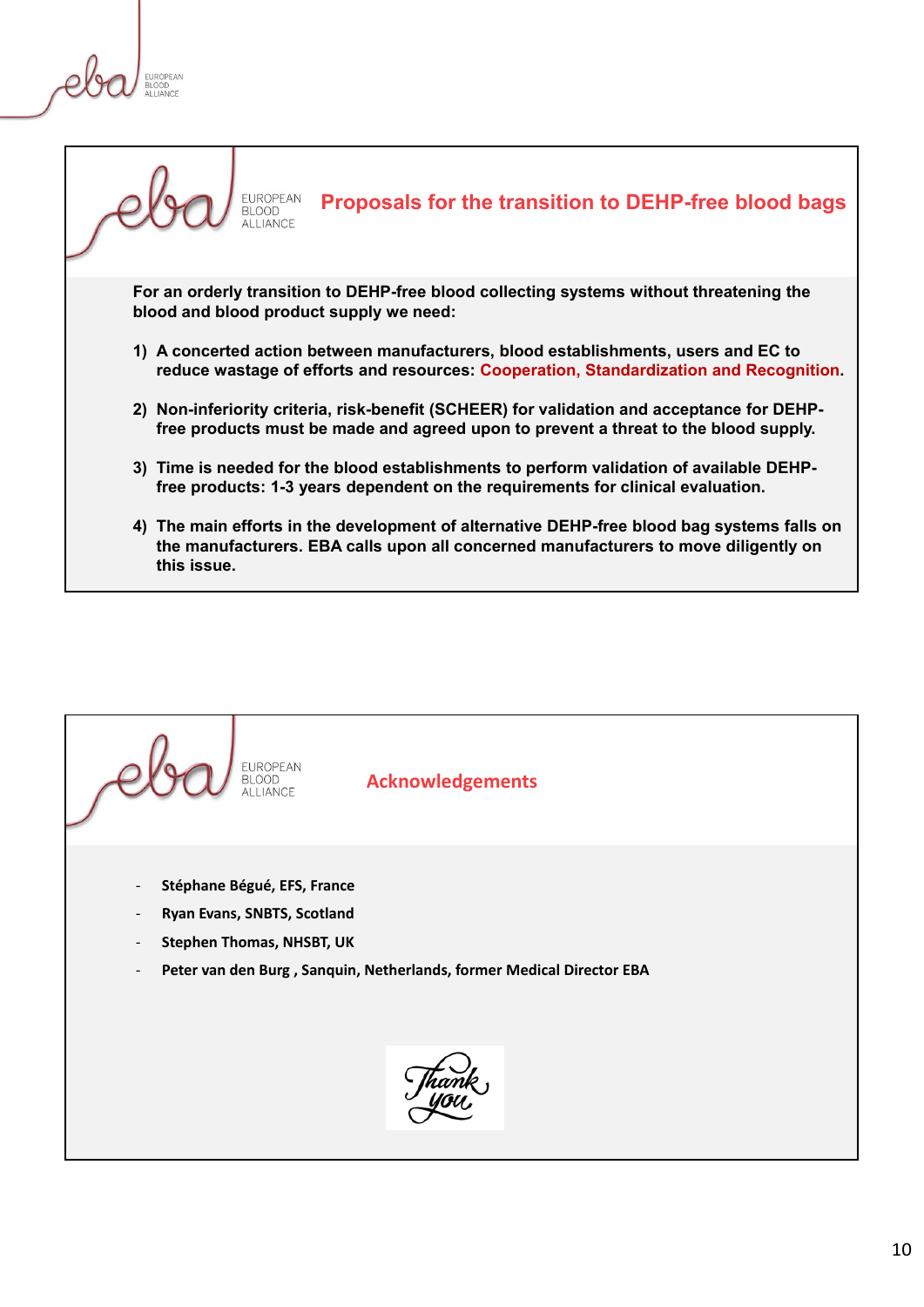## Proposals for the transition to DEHP-free blood bags

**For an orderly transition to DEHP-free blood collecting systems without threatening the blood and blood product supply we need:**

1) **A concerted action between manufacturers, blood establishments, users and EC to reduce wastage of efforts and resources: Cooperation, Standardization and Recognition.**

2) **Non-inferiority criteria, risk-benefit (SCHEER) for validation and acceptance for DEHP-free products must be made and agreed upon to prevent a threat to the blood supply.**

3) **Time is needed for the blood establishments to perform validation of available DEHP-free products: 1-3 years dependent on the requirements for clinical evaluation.**

4) **The main efforts in the development of alternative DEHP-free blood bag systems falls on the manufacturers. EBA calls upon all concerned manufacturers to move diligently on this issue.**

## Acknowledgements

- **Stéphane Bégué, EFS, France**
- **Ryan Evans, SNBTS, Scotland**
- **Stephen Thomas, NHSBT, UK**
- **Peter van den Burg , Sanquin, Netherlands, former Medical Director EBA**

Thank you